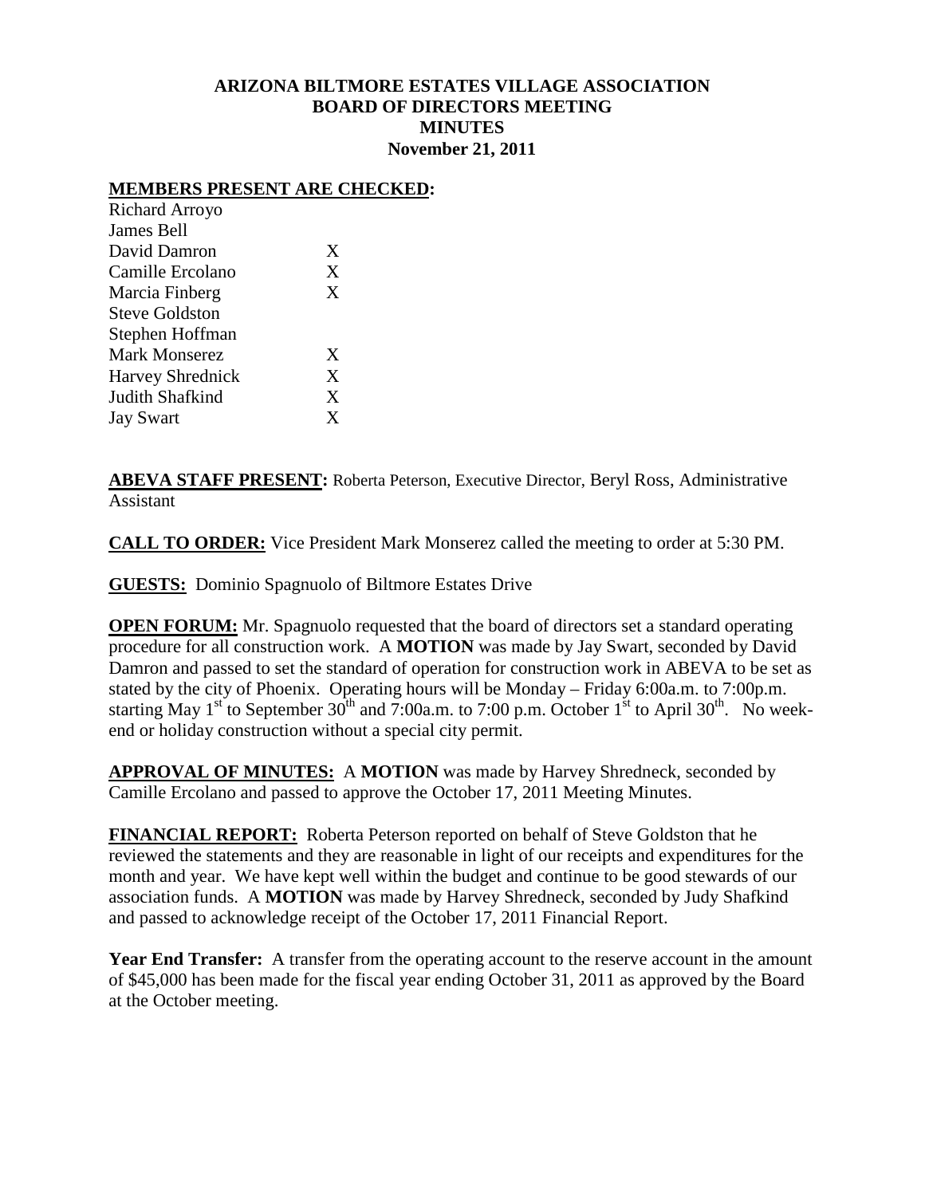**ARIZONA BILTMORE ESTATES VILLAGE ASSOCIATION**
**BOARD OF DIRECTORS MEETING**
**MINUTES**
**November 21, 2011**

**MEMBERS PRESENT ARE CHECKED:**

| | |
|---|---|
| Richard Arroyo | |
| James Bell | |
| David Damron | X |
| Camille Ercolano | X |
| Marcia Finberg | X |
| Steve Goldston | |
| Stephen Hoffman | |
| Mark Monserez | X |
| Harvey Shrednick | X |
| Judith Shafkind | X |
| Jay Swart | X |

**ABEVA STAFF PRESENT:** Roberta Peterson, Executive Director, Beryl Ross, Administrative Assistant

**CALL TO ORDER:** Vice President Mark Monserez called the meeting to order at 5:30 PM.

**GUESTS:** Dominio Spagnuolo of Biltmore Estates Drive

**OPEN FORUM:** Mr. Spagnuolo requested that the board of directors set a standard operating procedure for all construction work. A **MOTION** was made by Jay Swart, seconded by David Damron and passed to set the standard of operation for construction work in ABEVA to be set as stated by the city of Phoenix. Operating hours will be Monday – Friday 6:00a.m. to 7:00p.m. starting May 1st to September 30th and 7:00a.m. to 7:00 p.m. October 1st to April 30th. No week-end or holiday construction without a special city permit.

**APPROVAL OF MINUTES:** A **MOTION** was made by Harvey Shredneck, seconded by Camille Ercolano and passed to approve the October 17, 2011 Meeting Minutes.

**FINANCIAL REPORT:** Roberta Peterson reported on behalf of Steve Goldston that he reviewed the statements and they are reasonable in light of our receipts and expenditures for the month and year. We have kept well within the budget and continue to be good stewards of our association funds. A **MOTION** was made by Harvey Shredneck, seconded by Judy Shafkind and passed to acknowledge receipt of the October 17, 2011 Financial Report.

**Year End Transfer:** A transfer from the operating account to the reserve account in the amount of $45,000 has been made for the fiscal year ending October 31, 2011 as approved by the Board at the October meeting.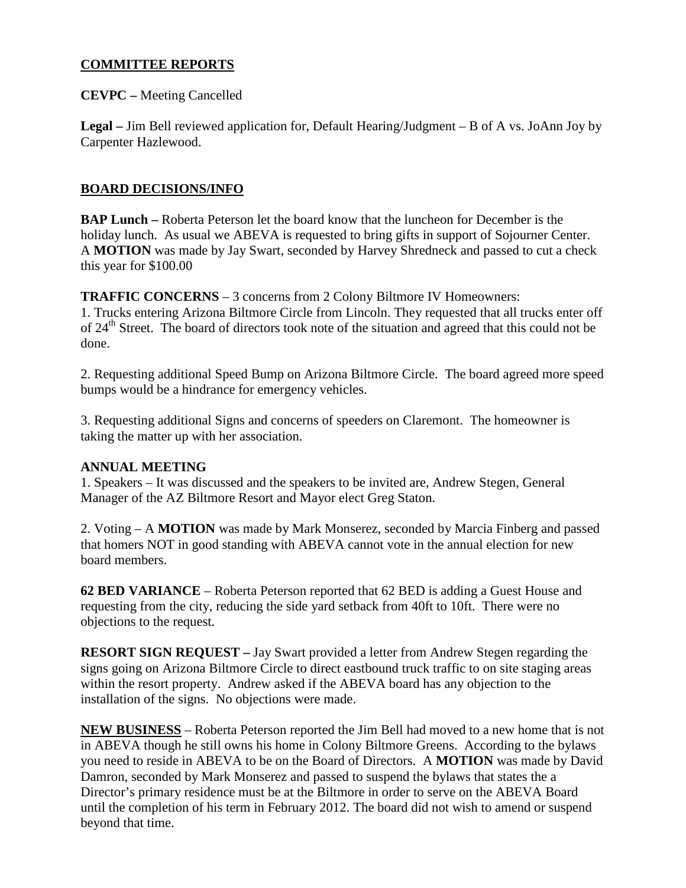## COMMITTEE REPORTS

**CEVPC –** Meeting Cancelled

**Legal –** Jim Bell reviewed application for, Default Hearing/Judgment – B of A vs. JoAnn Joy by Carpenter Hazlewood.

## BOARD DECISIONS/INFO

**BAP Lunch –** Roberta Peterson let the board know that the luncheon for December is the holiday lunch. As usual we ABEVA is requested to bring gifts in support of Sojourner Center. A **MOTION** was made by Jay Swart, seconded by Harvey Shredneck and passed to cut a check this year for $100.00

**TRAFFIC CONCERNS** – 3 concerns from 2 Colony Biltmore IV Homeowners:

1. Trucks entering Arizona Biltmore Circle from Lincoln. They requested that all trucks enter off of 24th Street. The board of directors took note of the situation and agreed that this could not be done.

2. Requesting additional Speed Bump on Arizona Biltmore Circle. The board agreed more speed bumps would be a hindrance for emergency vehicles.

3. Requesting additional Signs and concerns of speeders on Claremont. The homeowner is taking the matter up with her association.

**ANNUAL MEETING**

1. Speakers – It was discussed and the speakers to be invited are, Andrew Stegen, General Manager of the AZ Biltmore Resort and Mayor elect Greg Staton.

2. Voting – A **MOTION** was made by Mark Monserez, seconded by Marcia Finberg and passed that homers NOT in good standing with ABEVA cannot vote in the annual election for new board members.

**62 BED VARIANCE** – Roberta Peterson reported that 62 BED is adding a Guest House and requesting from the city, reducing the side yard setback from 40ft to 10ft. There were no objections to the request.

**RESORT SIGN REQUEST –** Jay Swart provided a letter from Andrew Stegen regarding the signs going on Arizona Biltmore Circle to direct eastbound truck traffic to on site staging areas within the resort property. Andrew asked if the ABEVA board has any objection to the installation of the signs. No objections were made.

**NEW BUSINESS** – Roberta Peterson reported the Jim Bell had moved to a new home that is not in ABEVA though he still owns his home in Colony Biltmore Greens. According to the bylaws you need to reside in ABEVA to be on the Board of Directors. A **MOTION** was made by David Damron, seconded by Mark Monserez and passed to suspend the bylaws that states the a Director's primary residence must be at the Biltmore in order to serve on the ABEVA Board until the completion of his term in February 2012. The board did not wish to amend or suspend beyond that time.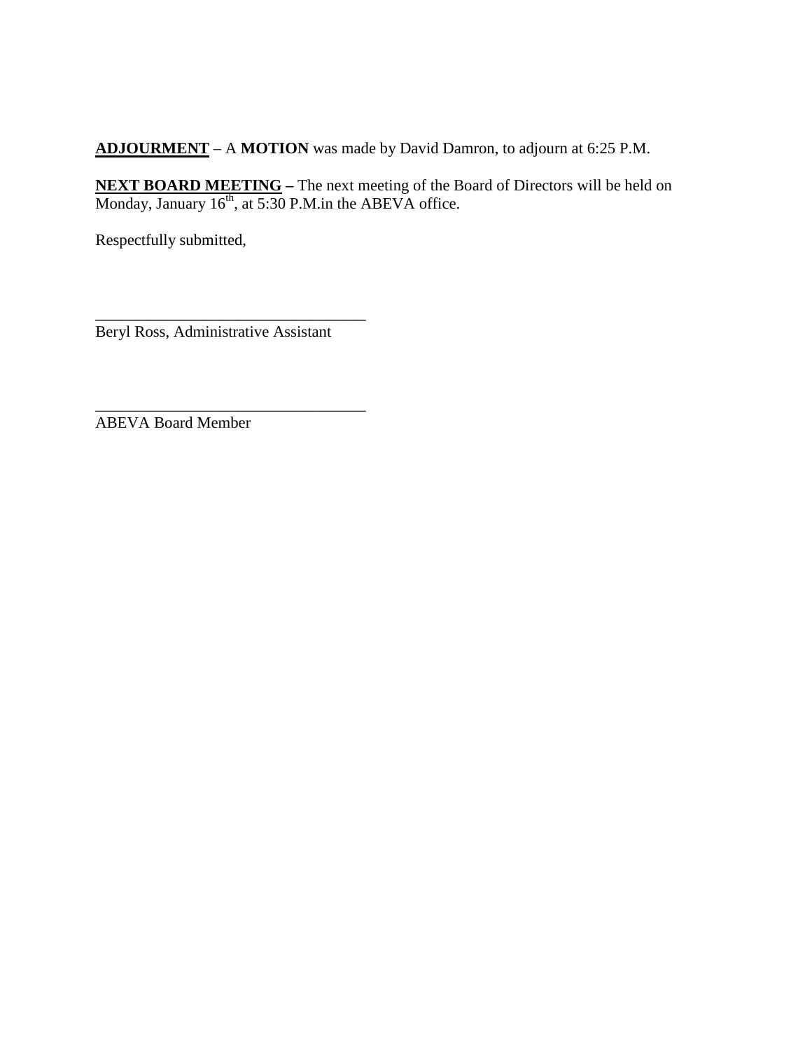**<u>ADJOURMENT</u>** – A **MOTION** was made by David Damron, to adjourn at 6:25 P.M.

**<u>NEXT BOARD MEETING</u> –** The next meeting of the Board of Directors will be held on Monday, January 16th, at 5:30 P.M.in the ABEVA office.

Respectfully submitted,

___________________________________
Beryl Ross, Administrative Assistant

___________________________________
ABEVA Board Member